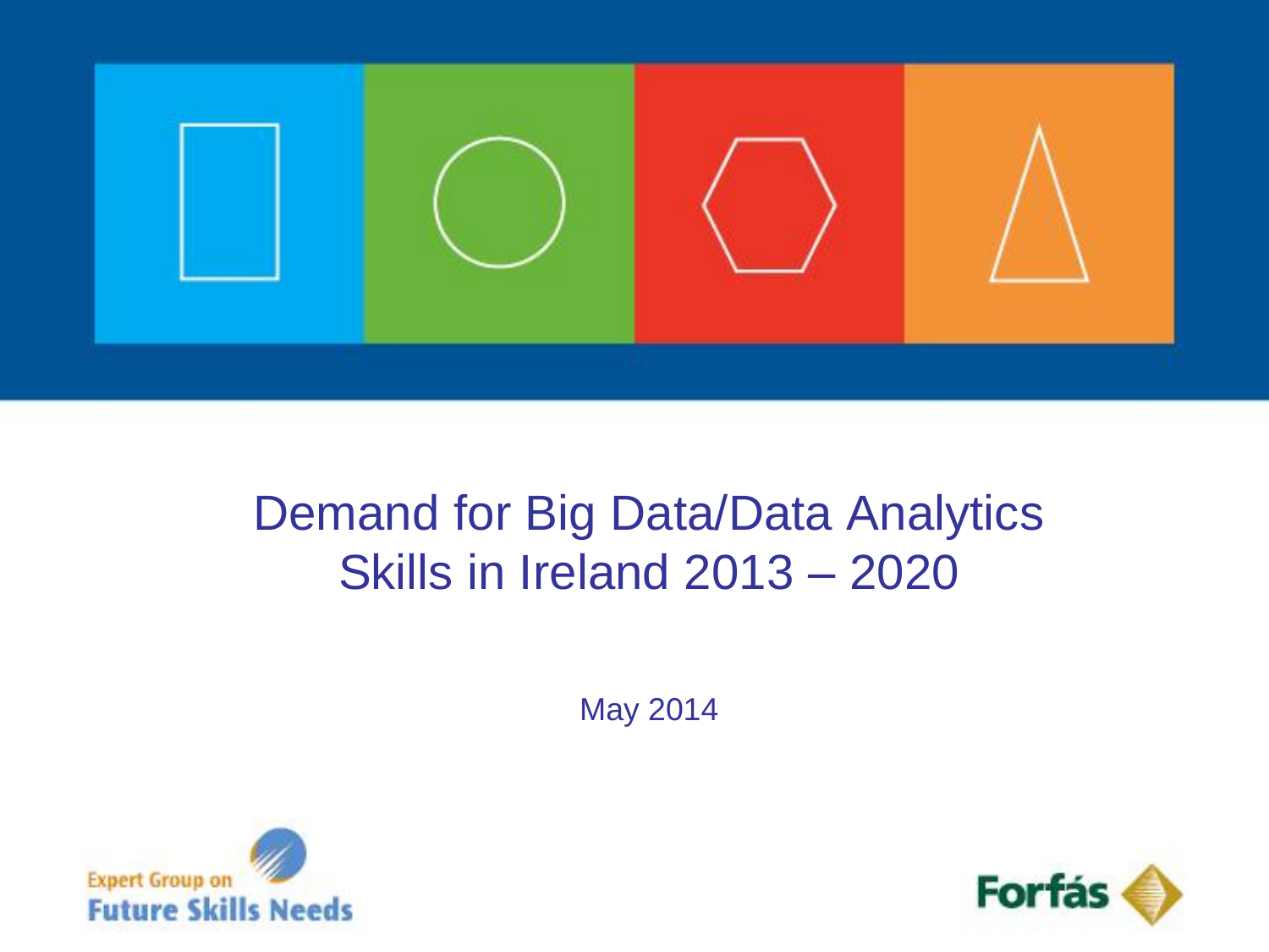# Demand for Big Data/Data Analytics Skills in Ireland 2013 – 2020

May 2014

Expert Group on Future Skills Needs

Forfás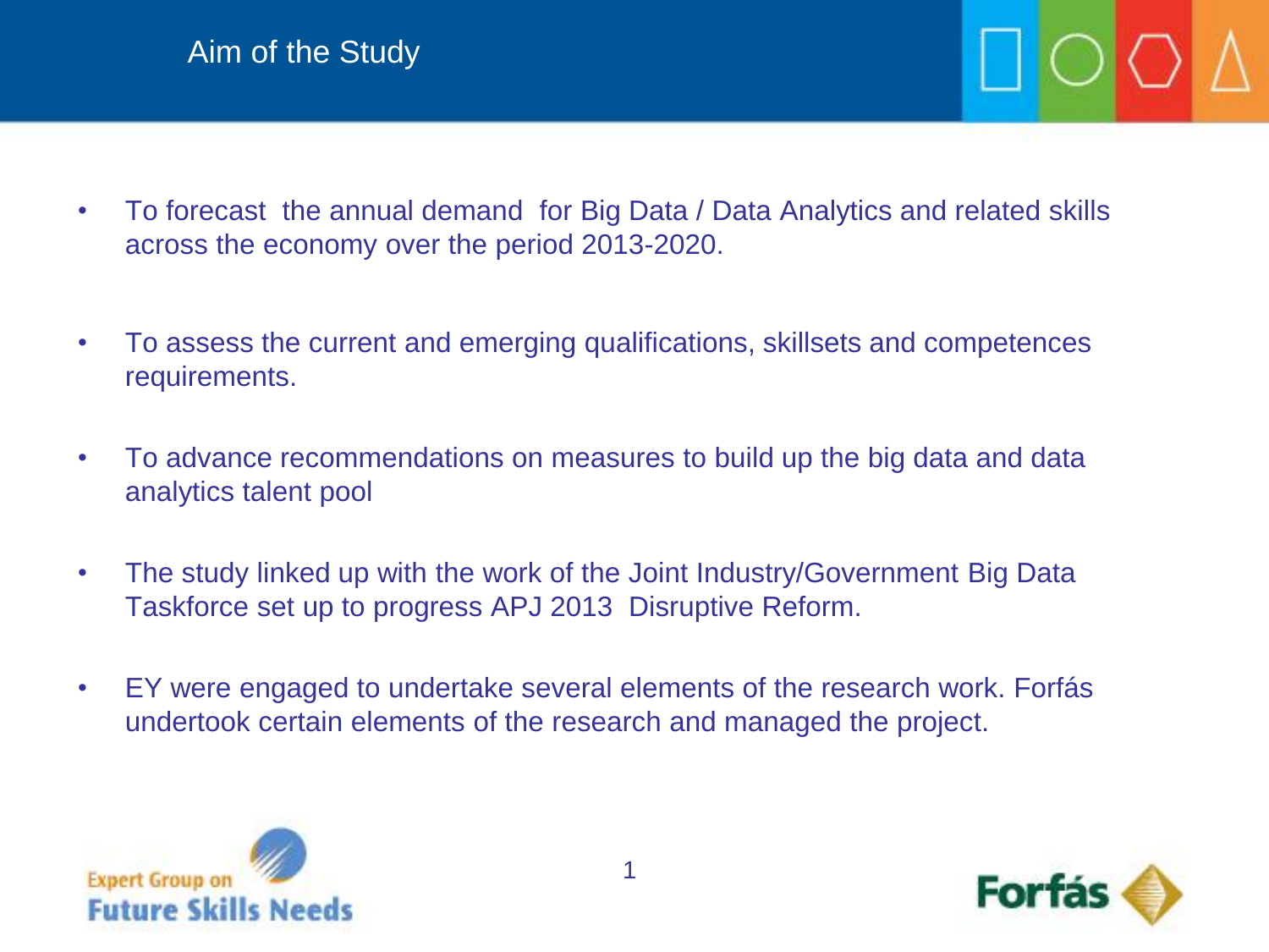# Aim of the Study

- To forecast the annual demand for Big Data / Data Analytics and related skills across the economy over the period 2013-2020.
- To assess the current and emerging qualifications, skillsets and competences requirements.
- To advance recommendations on measures to build up the big data and data analytics talent pool
- The study linked up with the work of the Joint Industry/Government Big Data Taskforce set up to progress APJ 2013 Disruptive Reform.
- EY were engaged to undertake several elements of the research work. Forfás undertook certain elements of the research and managed the project.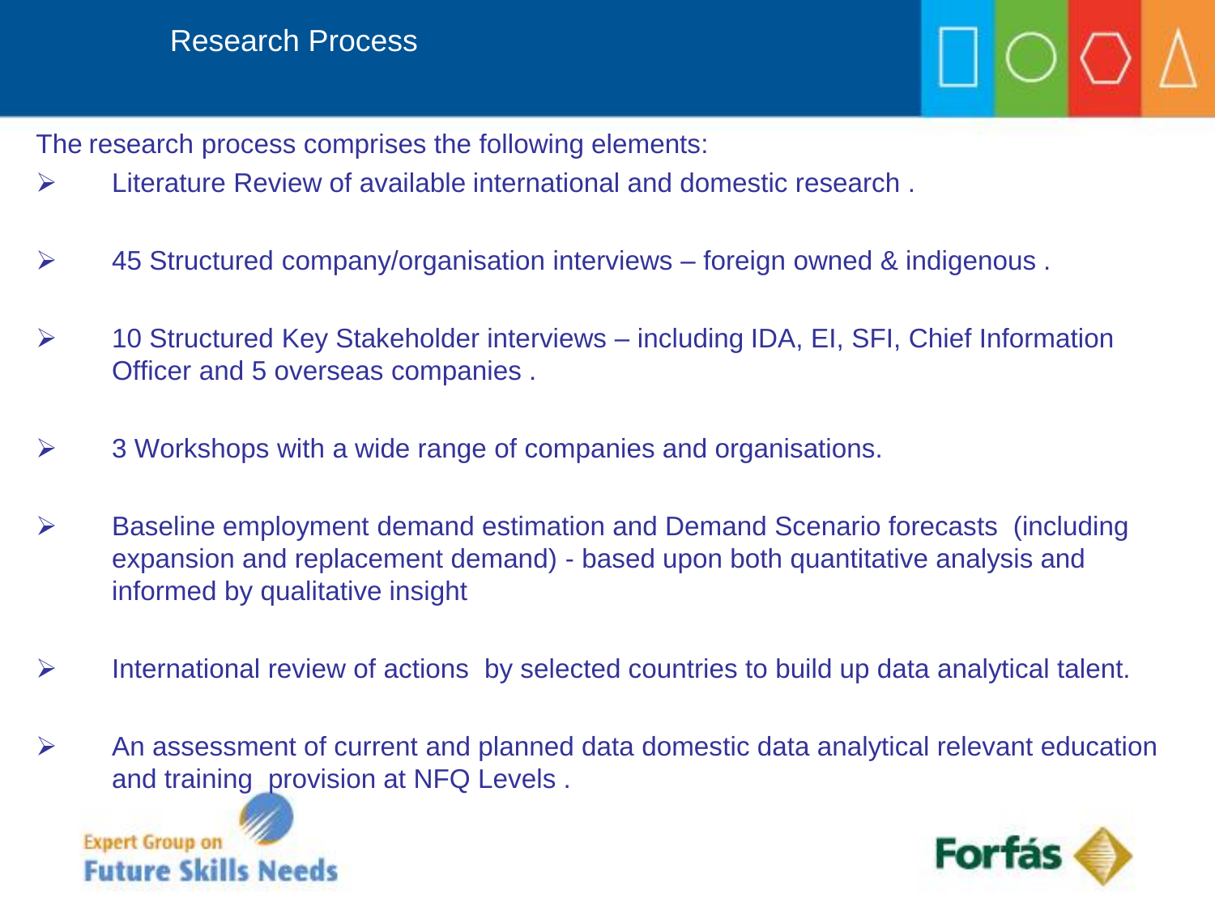# Research Process

The research process comprises the following elements:

- Literature Review of available international and domestic research .
- 45 Structured company/organisation interviews – foreign owned & indigenous .
- 10 Structured Key Stakeholder interviews – including IDA, EI, SFI, Chief Information Officer and 5 overseas companies .
- 3 Workshops with a wide range of companies and organisations.
- Baseline employment demand estimation and Demand Scenario forecasts (including expansion and replacement demand) - based upon both quantitative analysis and informed by qualitative insight
- International review of actions by selected countries to build up data analytical talent.
- An assessment of current and planned data domestic data analytical relevant education and training provision at NFQ Levels .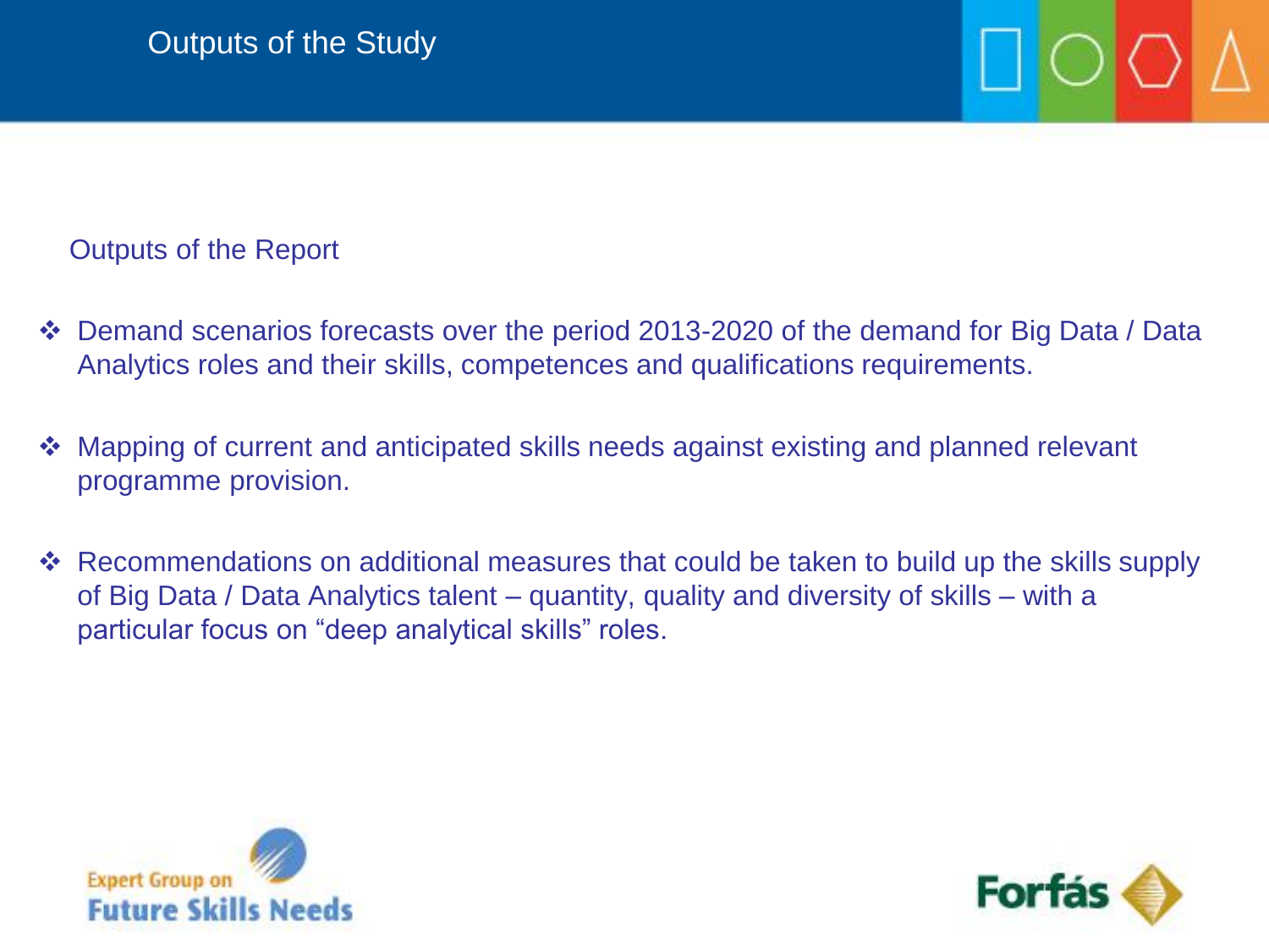# Outputs of the Study

## Outputs of the Report

- Demand scenarios forecasts over the period 2013-2020 of the demand for Big Data / Data Analytics roles and their skills, competences and qualifications requirements.
- Mapping of current and anticipated skills needs against existing and planned relevant programme provision.
- Recommendations on additional measures that could be taken to build up the skills supply of Big Data / Data Analytics talent – quantity, quality and diversity of skills – with a particular focus on “deep analytical skills” roles.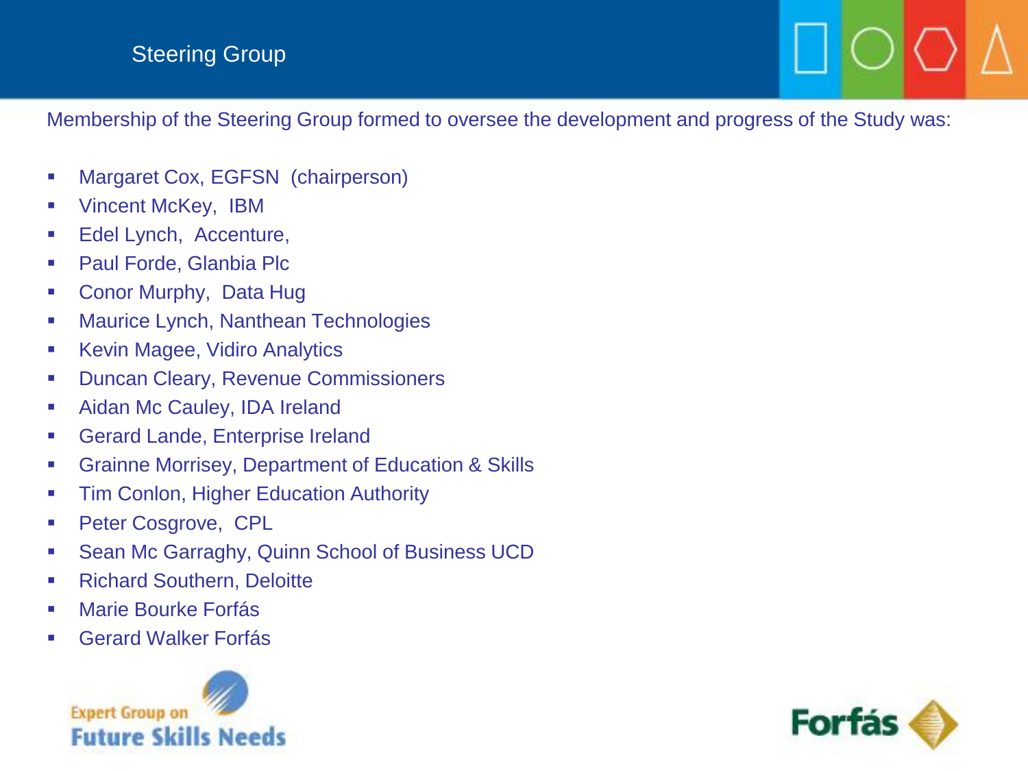# Steering Group

Membership of the Steering Group formed to oversee the development and progress of the Study was:

- Margaret Cox, EGFSN (chairperson)
- Vincent McKey, IBM
- Edel Lynch, Accenture,
- Paul Forde, Glanbia Plc
- Conor Murphy, Data Hug
- Maurice Lynch, Nanthean Technologies
- Kevin Magee, Vidiro Analytics
- Duncan Cleary, Revenue Commissioners
- Aidan Mc Cauley, IDA Ireland
- Gerard Lande, Enterprise Ireland
- Grainne Morrisey, Department of Education & Skills
- Tim Conlon, Higher Education Authority
- Peter Cosgrove, CPL
- Sean Mc Garraghy, Quinn School of Business UCD
- Richard Southern, Deloitte
- Marie Bourke Forfás
- Gerard Walker Forfás

Expert Group on Future Skills Needs

Forfás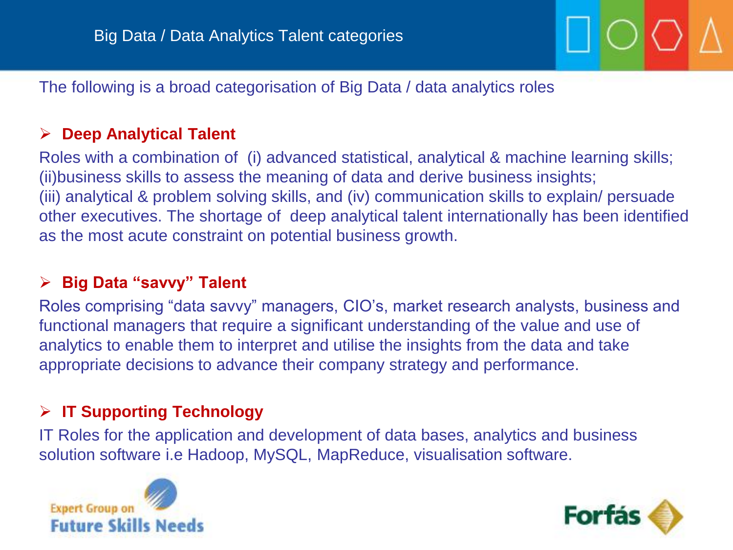# Big Data / Data Analytics Talent categories

The following is a broad categorisation of Big Data / data analytics roles

- **Deep Analytical Talent**

Roles with a combination of (i) advanced statistical, analytical & machine learning skills; (ii)business skills to assess the meaning of data and derive business insights; (iii) analytical & problem solving skills, and (iv) communication skills to explain/ persuade other executives. The shortage of deep analytical talent internationally has been identified as the most acute constraint on potential business growth.

- **Big Data "savvy" Talent**

Roles comprising "data savvy" managers, CIO's, market research analysts, business and functional managers that require a significant understanding of the value and use of analytics to enable them to interpret and utilise the insights from the data and take appropriate decisions to advance their company strategy and performance.

- **IT Supporting Technology**

IT Roles for the application and development of data bases, analytics and business solution software i.e Hadoop, MySQL, MapReduce, visualisation software.

Expert Group on Future Skills Needs

Forfás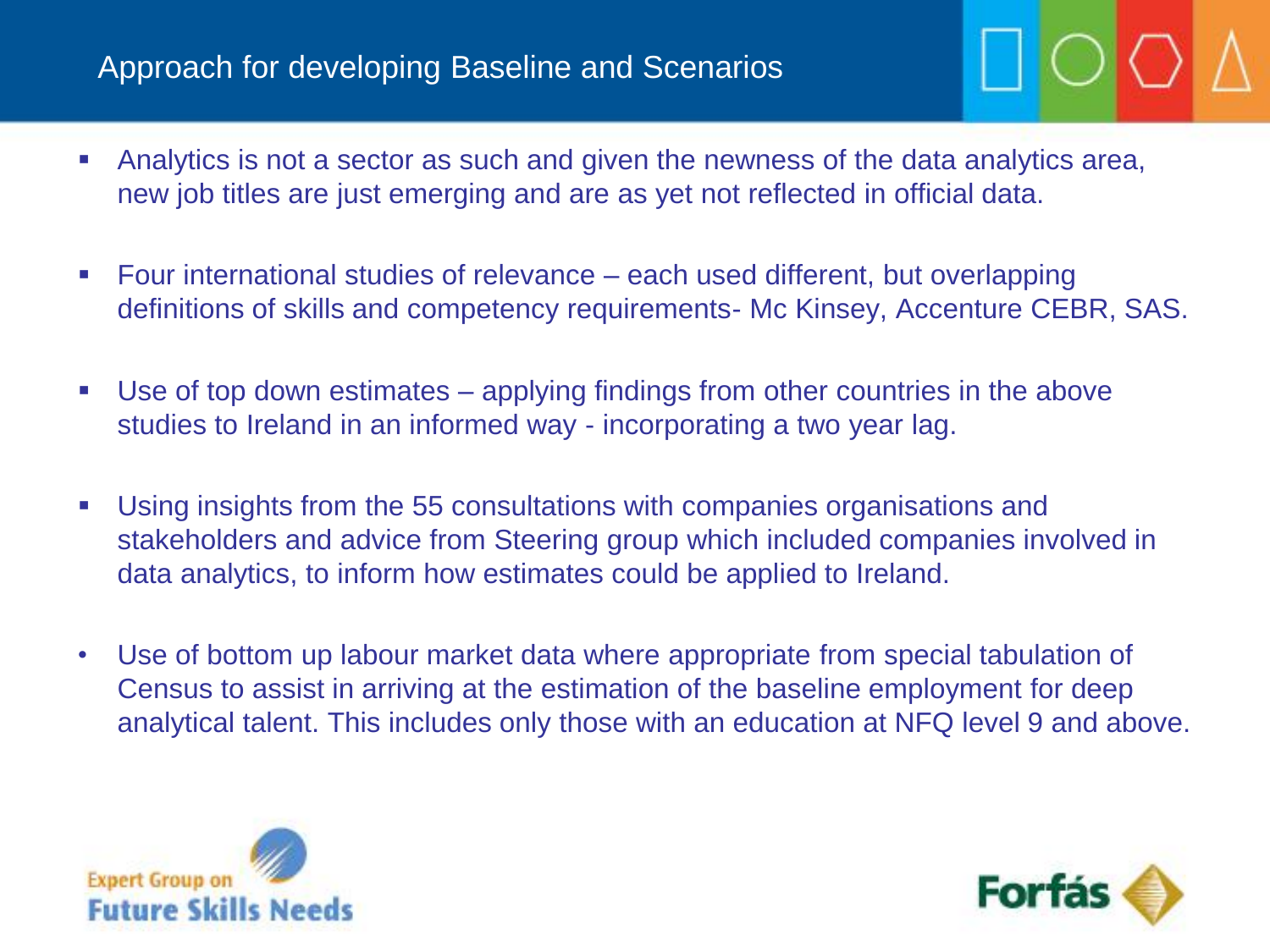# Approach for developing Baseline and Scenarios

- Analytics is not a sector as such and given the newness of the data analytics area, new job titles are just emerging and are as yet not reflected in official data.
- Four international studies of relevance – each used different, but overlapping definitions of skills and competency requirements- Mc Kinsey, Accenture CEBR, SAS.
- Use of top down estimates – applying findings from other countries in the above studies to Ireland in an informed way - incorporating a two year lag.
- Using insights from the 55 consultations with companies organisations and stakeholders and advice from Steering group which included companies involved in data analytics, to inform how estimates could be applied to Ireland.
- Use of bottom up labour market data where appropriate from special tabulation of Census to assist in arriving at the estimation of the baseline employment for deep analytical talent. This includes only those with an education at NFQ level 9 and above.

Expert Group on Future Skills Needs

Forfás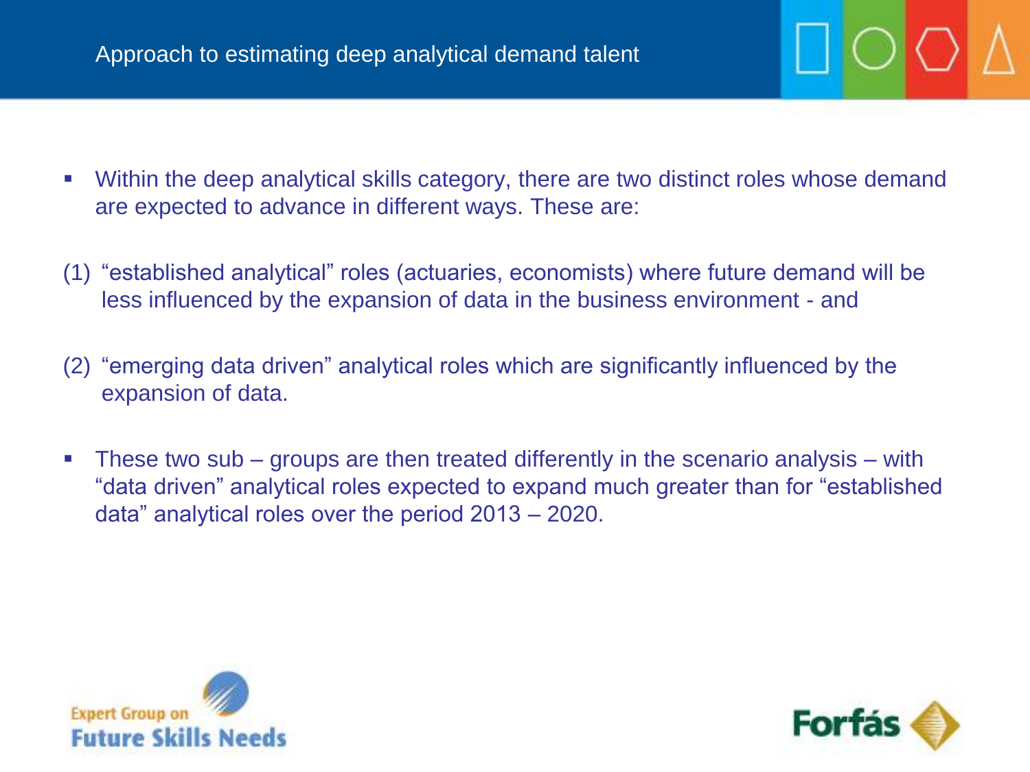# Approach to estimating deep analytical demand talent

- Within the deep analytical skills category, there are two distinct roles whose demand are expected to advance in different ways. These are:

(1) "established analytical" roles (actuaries, economists) where future demand will be less influenced by the expansion of data in the business environment - and

(2) "emerging data driven" analytical roles which are significantly influenced by the expansion of data.

- These two sub – groups are then treated differently in the scenario analysis – with "data driven" analytical roles expected to expand much greater than for "established data" analytical roles over the period 2013 – 2020.

Expert Group on Future Skills Needs

Forfás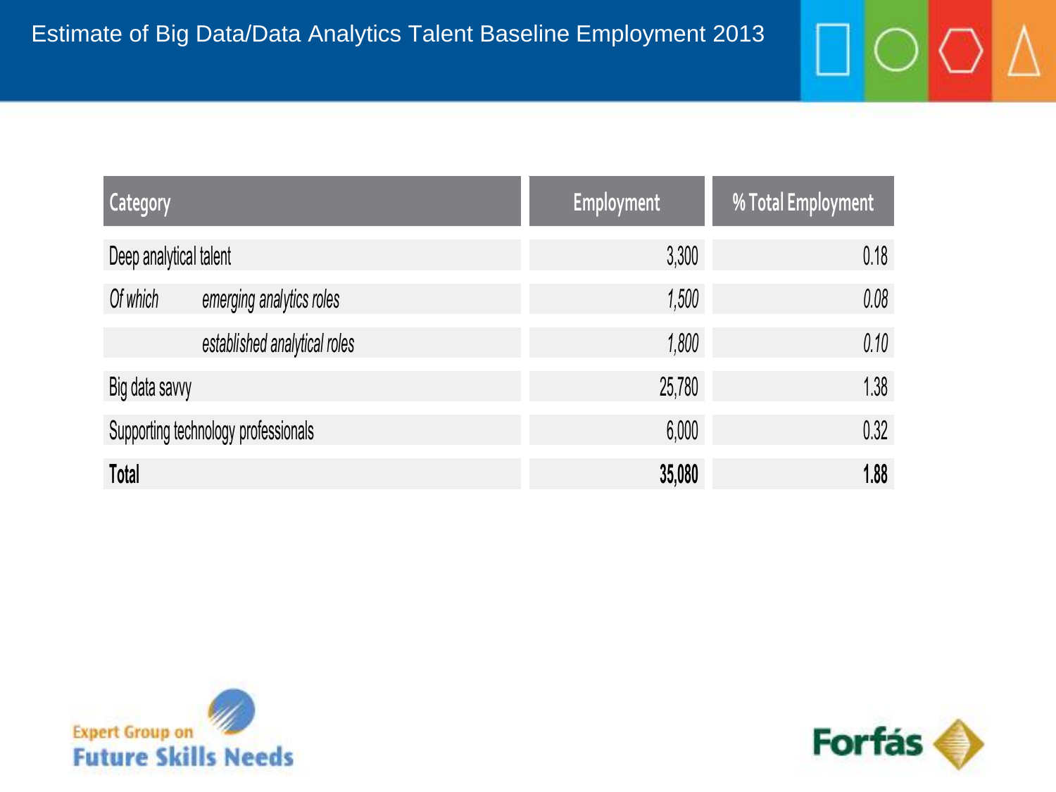# Estimate of Big Data/Data Analytics Talent Baseline Employment 2013

| Category | | Employment | % Total Employment |
|---|---|---|---|
| Deep analytical talent | | 3,300 | 0.18 |
| *Of which* | *emerging analytics roles* | *1,500* | *0.08* |
| | *established analytical roles* | *1,800* | *0.10* |
| Big data savvy | | 25,780 | 1.38 |
| Supporting technology professionals | | 6,000 | 0.32 |
| **Total** | | **35,080** | **1.88** |

Expert Group on Future Skills Needs

Forfás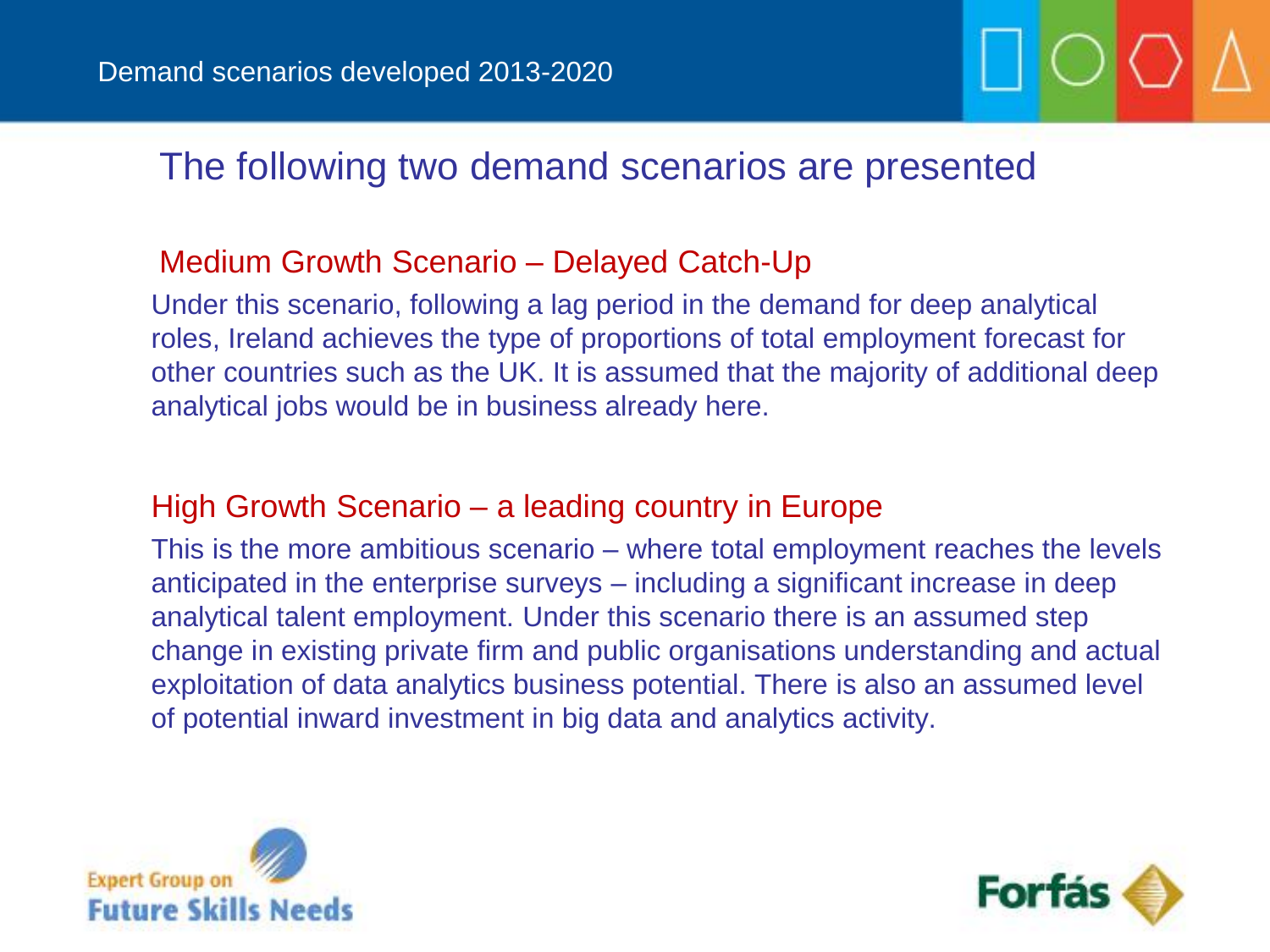Demand scenarios developed 2013-2020

# The following two demand scenarios are presented

## Medium Growth Scenario – Delayed Catch-Up

Under this scenario, following a lag period in the demand for deep analytical roles, Ireland achieves the type of proportions of total employment forecast for other countries such as the UK. It is assumed that the majority of additional deep analytical jobs would be in business already here.

## High Growth Scenario – a leading country in Europe

This is the more ambitious scenario – where total employment reaches the levels anticipated in the enterprise surveys – including a significant increase in deep analytical talent employment. Under this scenario there is an assumed step change in existing private firm and public organisations understanding and actual exploitation of data analytics business potential. There is also an assumed level of potential inward investment in big data and analytics activity.

Expert Group on Future Skills Needs

Forfás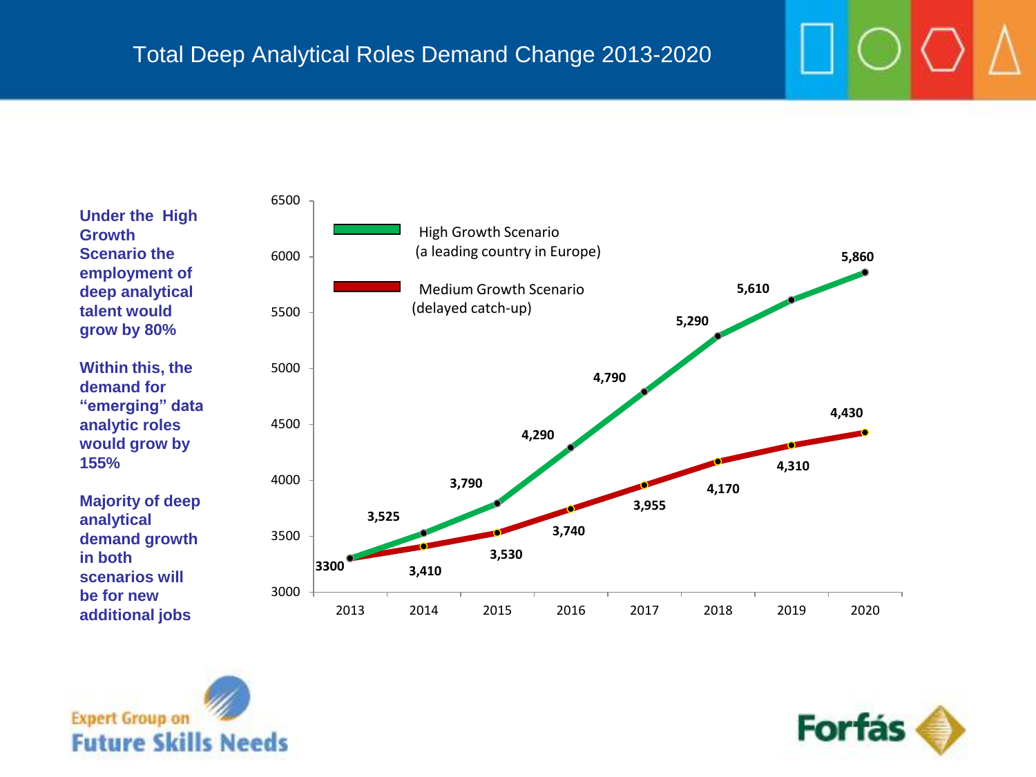# Total Deep Analytical Roles Demand Change 2013-2020

**Under the High Growth Scenario the employment of deep analytical talent would grow by 80%**

**Within this, the demand for "emerging" data analytic roles would grow by 155%**

**Majority of deep analytical demand growth in both scenarios will be for new additional jobs**

| Year | High Growth Scenario (a leading country in Europe) | Medium Growth Scenario (delayed catch-up) |
|---|---|---|
| 2013 | 3300 | 3300 |
| 2014 | 3,525 | 3,410 |
| 2015 | 3,790 | 3,530 |
| 2016 | 4,290 | 3,740 |
| 2017 | 4,790 | 3,955 |
| 2018 | 5,290 | 4,170 |
| 2019 | 5,610 | 4,310 |
| 2020 | 5,860 | 4,430 |

Expert Group on Future Skills Needs

Forfás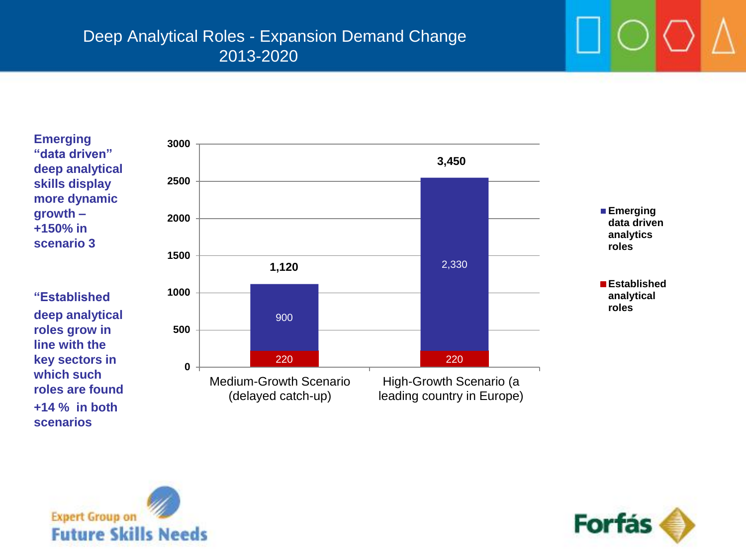# Deep Analytical Roles - Expansion Demand Change 2013-2020

**Emerging "data driven" deep analytical skills display more dynamic growth – +150% in scenario 3**

**"Established deep analytical roles grow in line with the key sectors in which such roles are found +14 % in both scenarios**

| | Established analytical roles | Emerging data driven analytics roles | Total |
|---|---|---|---|
| Medium-Growth Scenario (delayed catch-up) | 220 | 900 | 1,120 |
| High-Growth Scenario (a leading country in Europe) | 220 | 2,330 | 3,450 |

Expert Group on Future Skills Needs

Forfás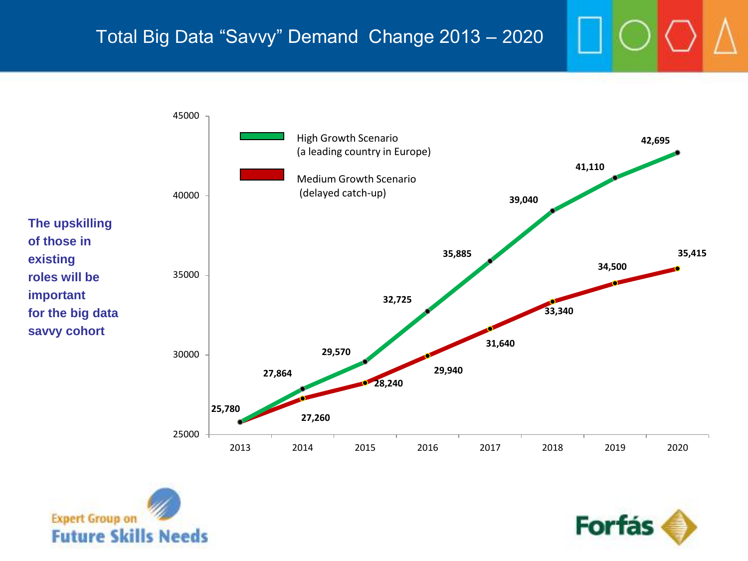# Total Big Data "Savvy" Demand Change 2013 – 2020

**The upskilling of those in existing roles will be important for the big data savvy cohort**

| Year | High Growth Scenario (a leading country in Europe) | Medium Growth Scenario (delayed catch-up) |
| --- | --- | --- |
| 2013 | 25,780 | 25,780 |
| 2014 | 27,864 | 27,260 |
| 2015 | 29,570 | 28,240 |
| 2016 | 32,725 | 29,940 |
| 2017 | 35,885 | 31,640 |
| 2018 | 39,040 | 33,340 |
| 2019 | 41,110 | 34,500 |
| 2020 | 42,695 | 35,415 |

Expert Group on Future Skills Needs

Forfás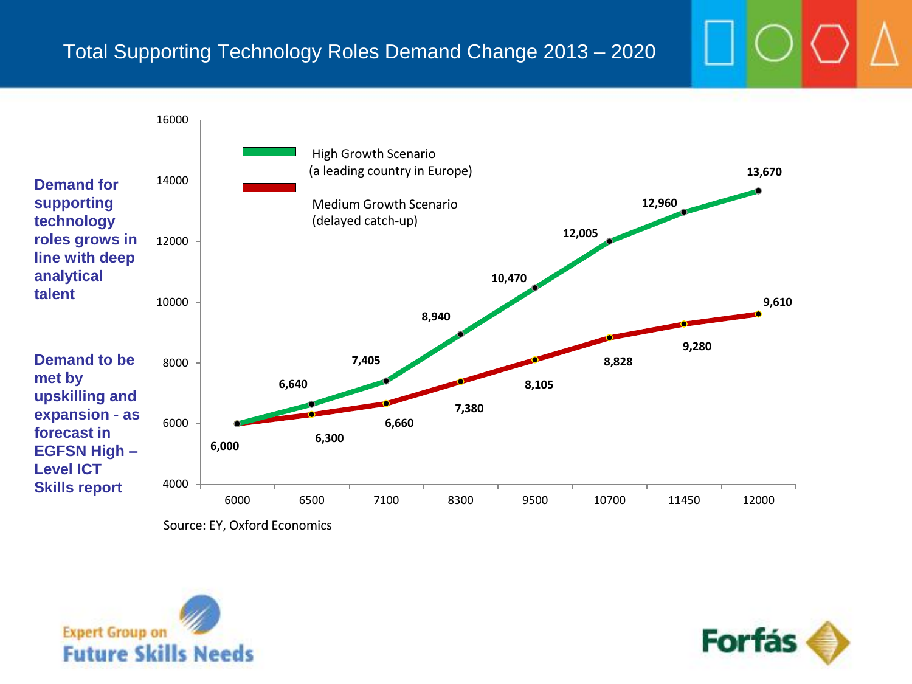# Total Supporting Technology Roles Demand Change 2013 – 2020

**Demand for supporting technology roles grows in line with deep analytical talent**

**Demand to be met by upskilling and expansion - as forecast in EGFSN High – Level ICT Skills report**

| | 6000 | 6500 | 7100 | 8300 | 9500 | 10700 | 11450 | 12000 |
|---|---|---|---|---|---|---|---|---|
| High Growth Scenario (a leading country in Europe) | 6,000 | 6,640 | 7,405 | 8,940 | 10,470 | 12,005 | 12,960 | 13,670 |
| Medium Growth Scenario (delayed catch-up) | 6,000 | 6,300 | 6,660 | 7,380 | 8,105 | 8,828 | 9,280 | 9,610 |

Source: EY, Oxford Economics

Expert Group on Future Skills Needs

Forfás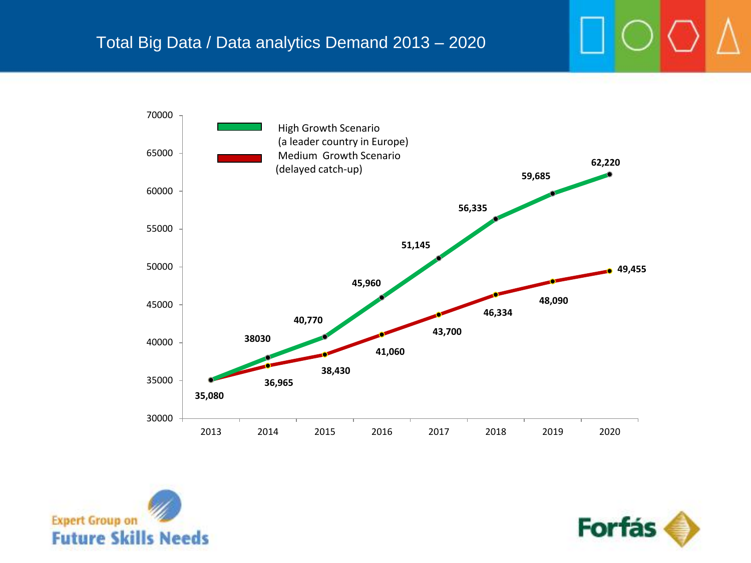# Total Big Data / Data analytics Demand 2013 – 2020

| Year | High Growth Scenario (a leader country in Europe) | Medium Growth Scenario (delayed catch-up) |
| --- | --- | --- |
| 2013 | 35,080 | 35,080 |
| 2014 | 38030 | 36,965 |
| 2015 | 40,770 | 38,430 |
| 2016 | 45,960 | 41,060 |
| 2017 | 51,145 | 43,700 |
| 2018 | 56,335 | 46,334 |
| 2019 | 59,685 | 48,090 |
| 2020 | 62,220 | 49,455 |

Expert Group on Future Skills Needs

Forfás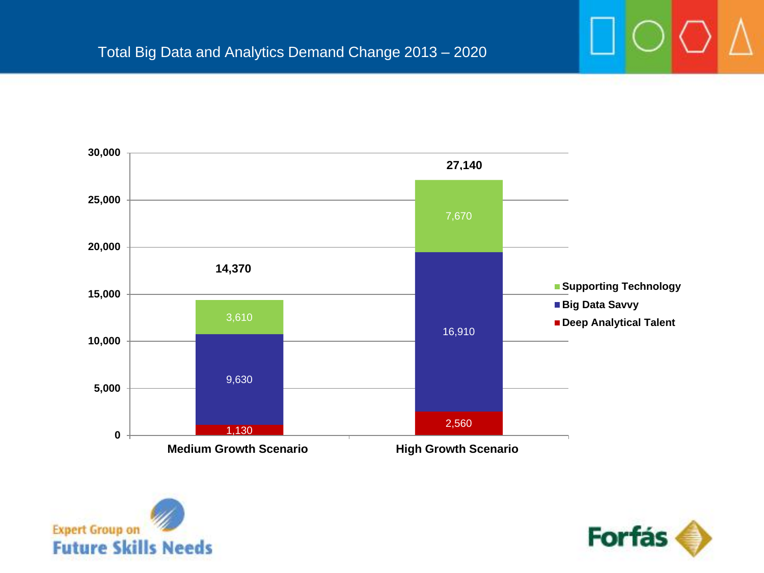# Total Big Data and Analytics Demand Change 2013 – 2020

| | Medium Growth Scenario | High Growth Scenario |
|---|---|---|
| Supporting Technology | 3,610 | 7,670 |
| Big Data Savvy | 9,630 | 16,910 |
| Deep Analytical Talent | 1,130 | 2,560 |
| Total | 14,370 | 27,140 |

Expert Group on Future Skills Needs

Forfás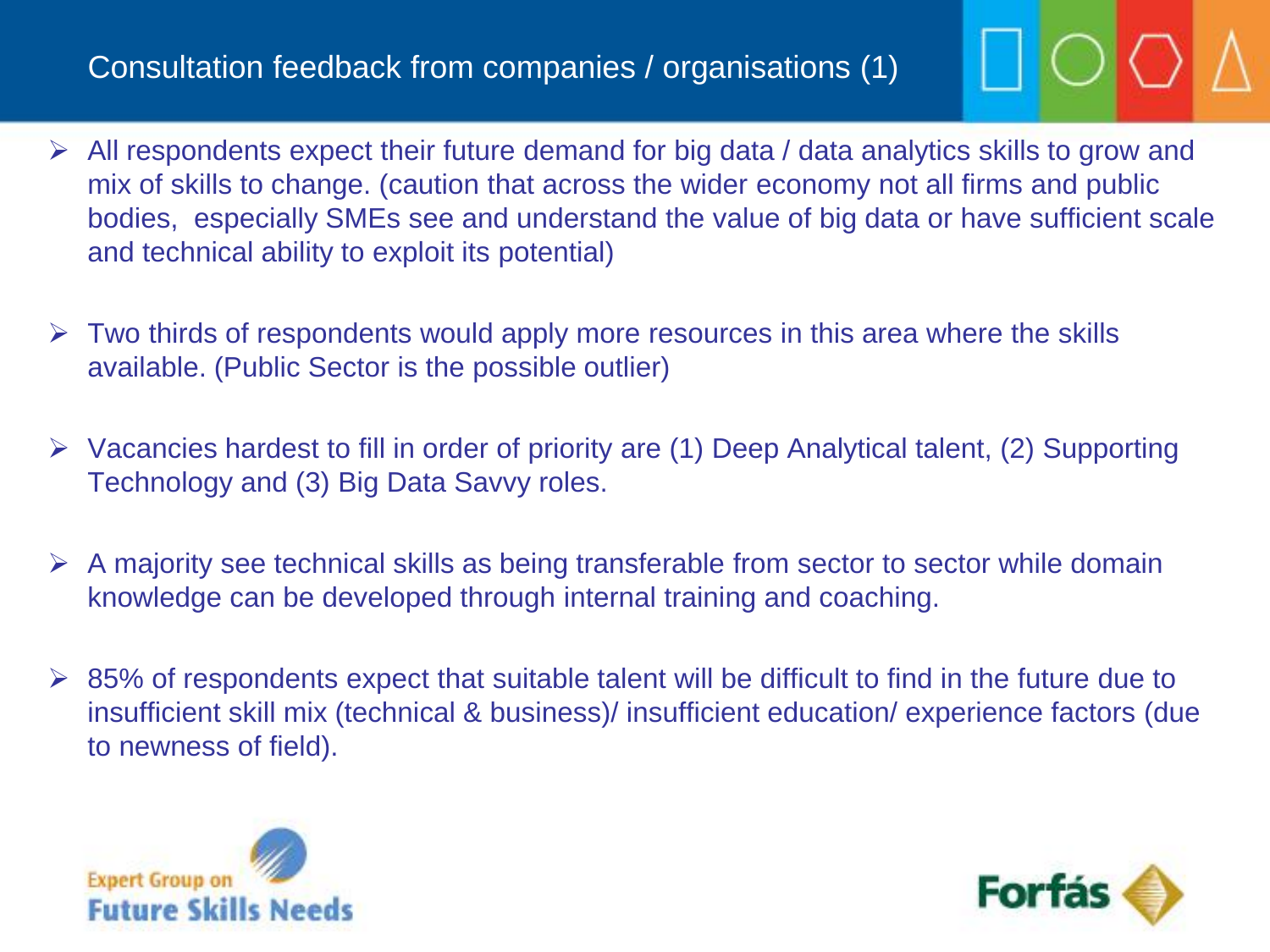# Consultation feedback from companies / organisations (1)

- All respondents expect their future demand for big data / data analytics skills to grow and mix of skills to change. (caution that across the wider economy not all firms and public bodies, especially SMEs see and understand the value of big data or have sufficient scale and technical ability to exploit its potential)

- Two thirds of respondents would apply more resources in this area where the skills available. (Public Sector is the possible outlier)

- Vacancies hardest to fill in order of priority are (1) Deep Analytical talent, (2) Supporting Technology and (3) Big Data Savvy roles.

- A majority see technical skills as being transferable from sector to sector while domain knowledge can be developed through internal training and coaching.

- 85% of respondents expect that suitable talent will be difficult to find in the future due to insufficient skill mix (technical & business)/ insufficient education/ experience factors (due to newness of field).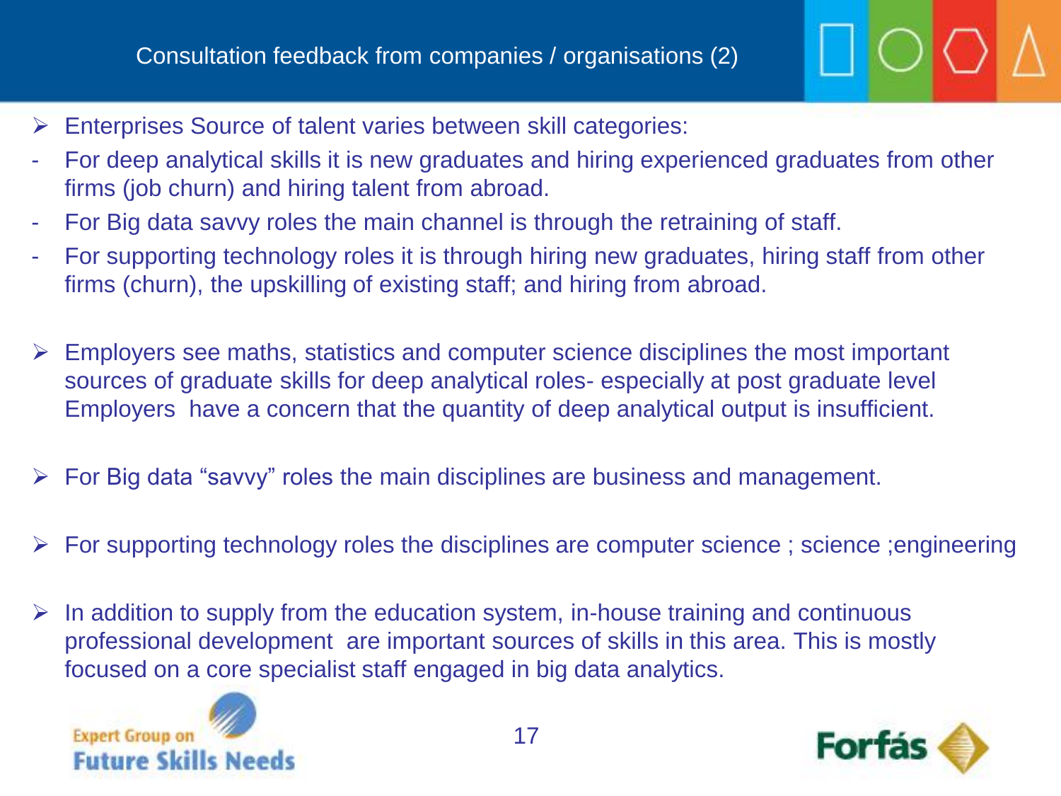# Consultation feedback from companies / organisations (2)

- Enterprises Source of talent varies between skill categories:
  - For deep analytical skills it is new graduates and hiring experienced graduates from other firms (job churn) and hiring talent from abroad.
  - For Big data savvy roles the main channel is through the retraining of staff.
  - For supporting technology roles it is through hiring new graduates, hiring staff from other firms (churn), the upskilling of existing staff; and hiring from abroad.

- Employers see maths, statistics and computer science disciplines the most important sources of graduate skills for deep analytical roles- especially at post graduate level Employers have a concern that the quantity of deep analytical output is insufficient.

- For Big data "savvy" roles the main disciplines are business and management.

- For supporting technology roles the disciplines are computer science ; science ;engineering

- In addition to supply from the education system, in-house training and continuous professional development are important sources of skills in this area. This is mostly focused on a core specialist staff engaged in big data analytics.

Expert Group on Future Skills Needs

Forfás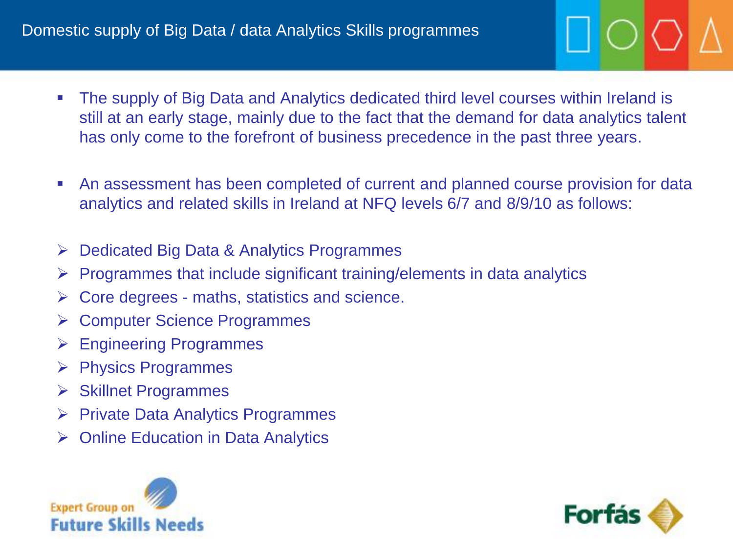# Domestic supply of Big Data / data Analytics Skills programmes

- The supply of Big Data and Analytics dedicated third level courses within Ireland is still at an early stage, mainly due to the fact that the demand for data analytics talent has only come to the forefront of business precedence in the past three years.

- An assessment has been completed of current and planned course provision for data analytics and related skills in Ireland at NFQ levels 6/7 and 8/9/10 as follows:

- Dedicated Big Data & Analytics Programmes
- Programmes that include significant training/elements in data analytics
- Core degrees - maths, statistics and science.
- Computer Science Programmes
- Engineering Programmes
- Physics Programmes
- Skillnet Programmes
- Private Data Analytics Programmes
- Online Education in Data Analytics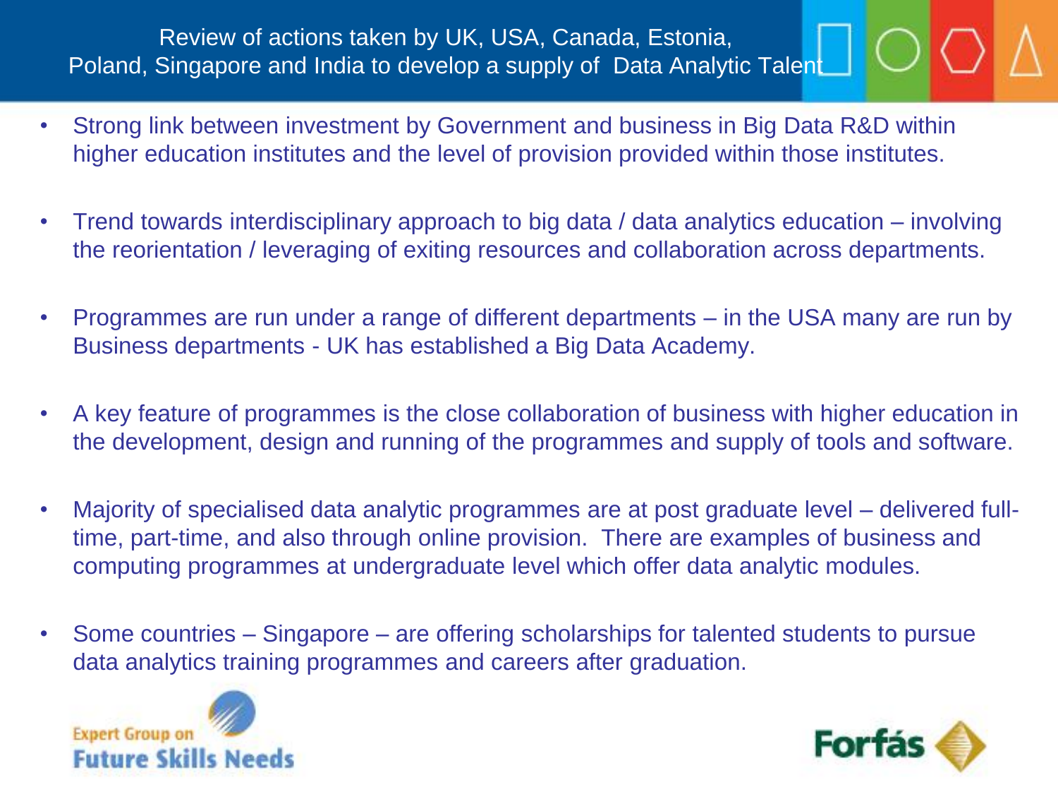# Review of actions taken by UK, USA, Canada, Estonia, Poland, Singapore and India to develop a supply of Data Analytic Talent

- Strong link between investment by Government and business in Big Data R&D within higher education institutes and the level of provision provided within those institutes.
- Trend towards interdisciplinary approach to big data / data analytics education – involving the reorientation / leveraging of exiting resources and collaboration across departments.
- Programmes are run under a range of different departments – in the USA many are run by Business departments - UK has established a Big Data Academy.
- A key feature of programmes is the close collaboration of business with higher education in the development, design and running of the programmes and supply of tools and software.
- Majority of specialised data analytic programmes are at post graduate level – delivered full-time, part-time, and also through online provision. There are examples of business and computing programmes at undergraduate level which offer data analytic modules.
- Some countries – Singapore – are offering scholarships for talented students to pursue data analytics training programmes and careers after graduation.

Expert Group on Future Skills Needs

Forfás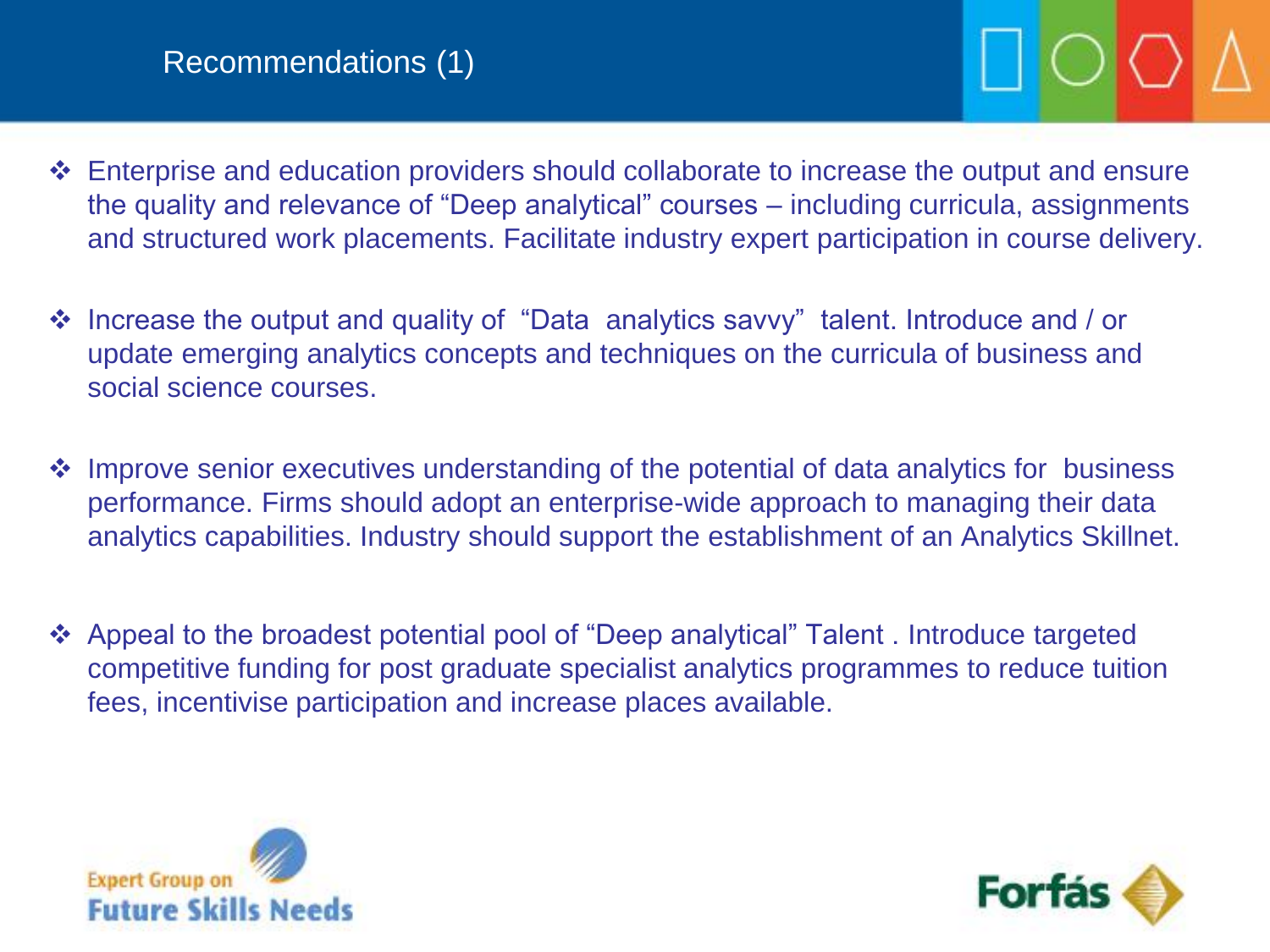## Recommendations (1)

- Enterprise and education providers should collaborate to increase the output and ensure the quality and relevance of "Deep analytical" courses – including curricula, assignments and structured work placements. Facilitate industry expert participation in course delivery.

- Increase the output and quality of "Data analytics savvy" talent. Introduce and / or update emerging analytics concepts and techniques on the curricula of business and social science courses.

- Improve senior executives understanding of the potential of data analytics for business performance. Firms should adopt an enterprise-wide approach to managing their data analytics capabilities. Industry should support the establishment of an Analytics Skillnet.

- Appeal to the broadest potential pool of "Deep analytical" Talent . Introduce targeted competitive funding for post graduate specialist analytics programmes to reduce tuition fees, incentivise participation and increase places available.

Expert Group on Future Skills Needs

Forfás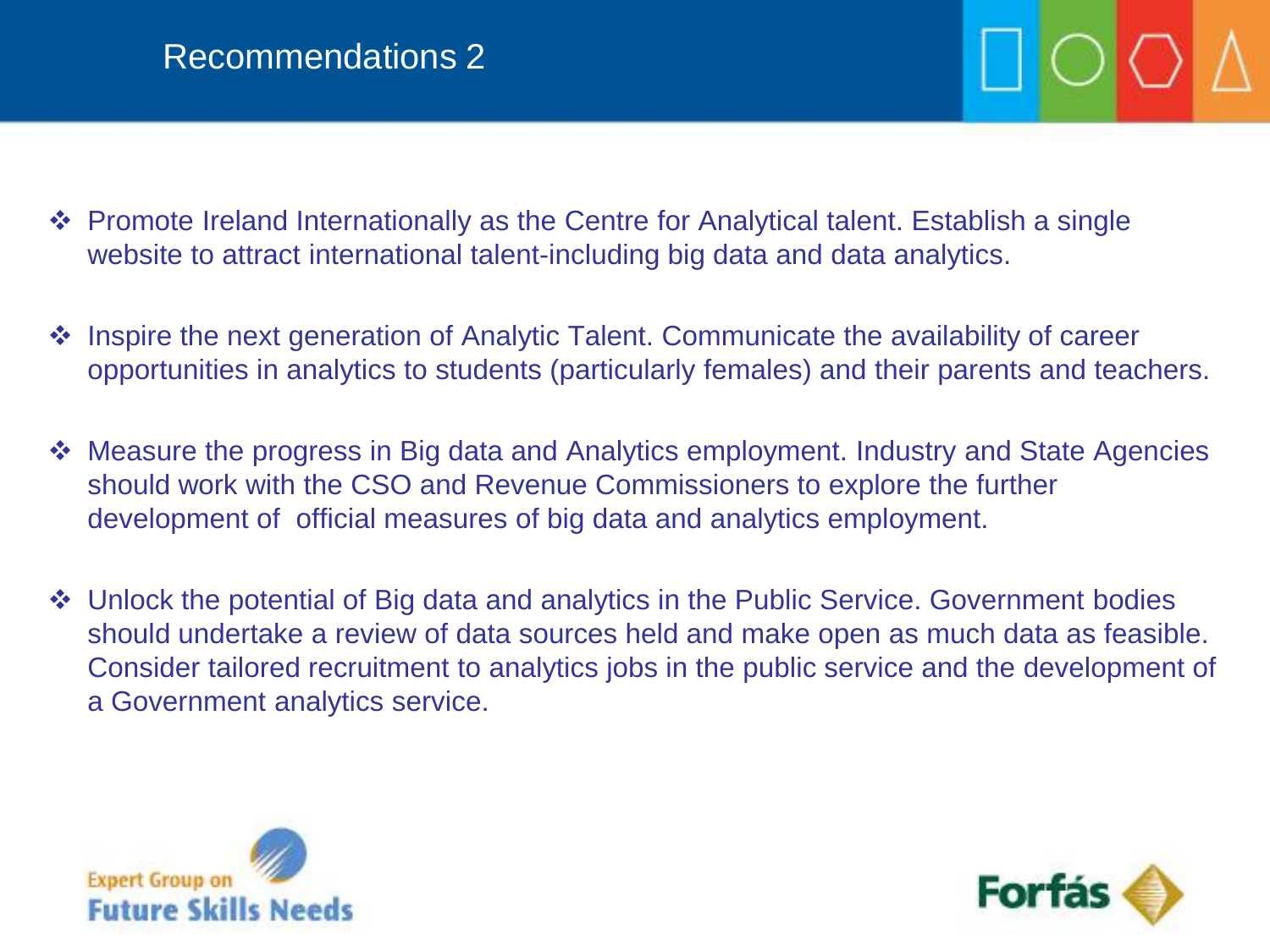## Recommendations 2

- Promote Ireland Internationally as the Centre for Analytical talent. Establish a single website to attract international talent-including big data and data analytics.
- Inspire the next generation of Analytic Talent. Communicate the availability of career opportunities in analytics to students (particularly females) and their parents and teachers.
- Measure the progress in Big data and Analytics employment. Industry and State Agencies should work with the CSO and Revenue Commissioners to explore the further development of official measures of big data and analytics employment.
- Unlock the potential of Big data and analytics in the Public Service. Government bodies should undertake a review of data sources held and make open as much data as feasible. Consider tailored recruitment to analytics jobs in the public service and the development of a Government analytics service.

Expert Group on Future Skills Needs

Forfás